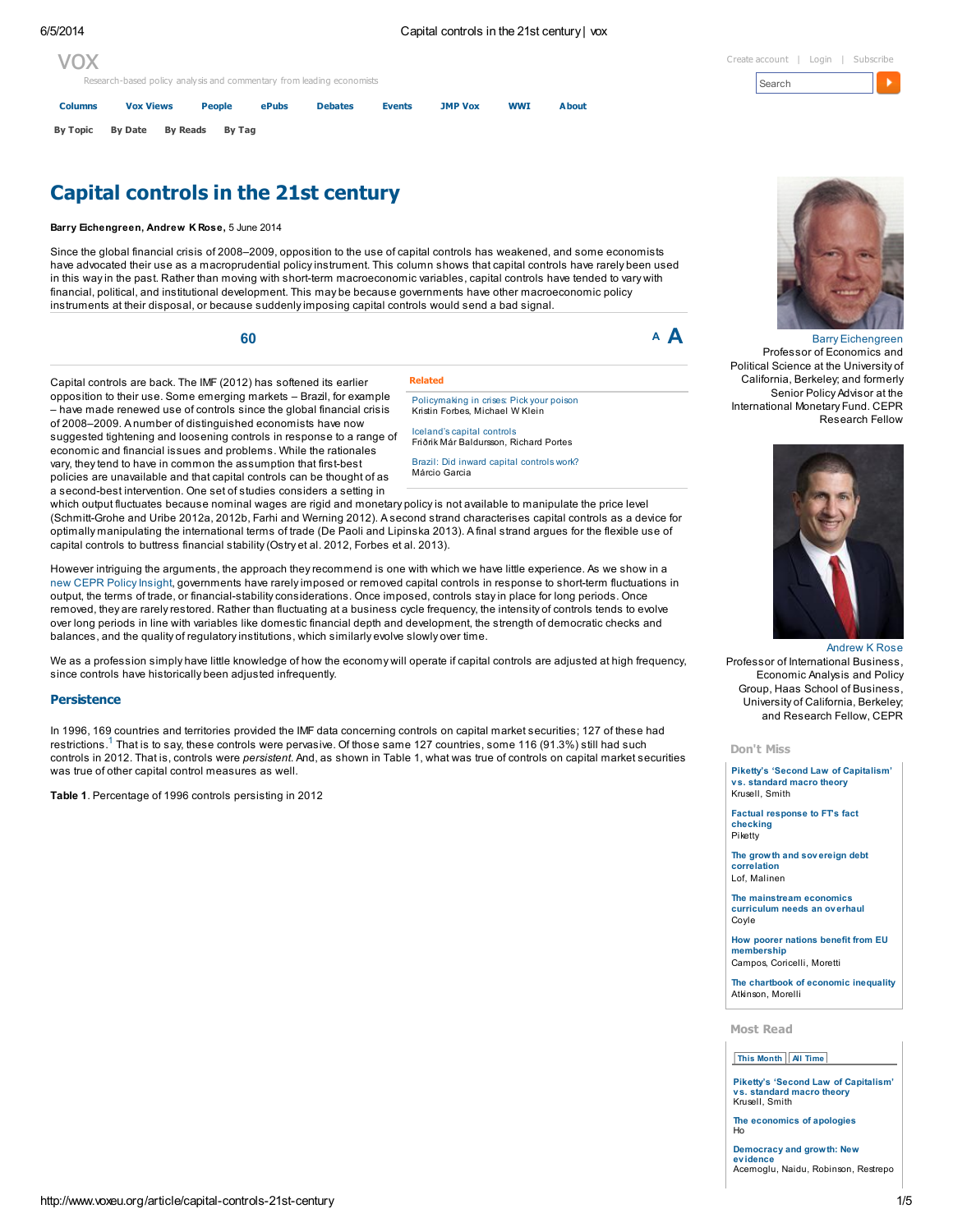# Capital controls in the 21st century

**Barry Eichengreen, Andrew K Rose,** 5 June 2014

Since the global financial crisis of 2008–2009, opposition to the use of capital controls has weakened, and some economists have advocated their use as a macroprudential policy instrument. This column shows that capital controls have rarely been used in this way in the past. Rather than moving with short-term macroeconomic variables, capital controls have tended to vary with financial, political, and institutional development. This may be because governments have other macroeconomic policy instruments at their disposal, or because suddenly imposing capital controls would send a bad signal.

Capital controls are back. The IMF (2012) has softened its earlier opposition to their use. Some emerging markets – Brazil, for example – have made renewed use of controls since the global financial crisis of 2008–2009. A number of distinguished economists have now suggested tightening and loosening controls in response to a range of economic and financial issues and problems. While the rationales vary, they tend to have in common the assumption that first-best policies are unavailable and that capital controls can be thought of as a second-best intervention. One set of studies considers a setting in which output fluctuates because nominal wages are rigid and monetary policy is not available to manipulate the price level (Schmitt-Grohe and Uribe 2012a, 2012b, Farhi and Werning 2012). A second strand characterises capital controls as a device for optimally manipulating the international terms of trade (De Paoli and Lipinska 2013). A final strand argues for the flexible use of capital controls to buttress financial stability (Ostry et al. 2012, Forbes et al. 2013).

However intriguing the arguments, the approach they recommend is one with which we have little experience. As we show in a new CEPR Policy Insight, governments have rarely imposed or removed capital controls in response to short-term fluctuations in output, the terms of trade, or financial-stability considerations. Once imposed, controls stay in place for long periods. Once removed, they are rarely restored. Rather than fluctuating at a business cycle frequency, the intensity of controls tends to evolve over long periods in line with variables like domestic financial depth and development, the strength of democratic checks and balances, and the quality of regulatory institutions, which similarly evolve slowly over time.

We as a profession simply have little knowledge of how the economy will operate if capital controls are adjusted at high frequency, since controls have historically been adjusted infrequently.

## Persistence

In 1996, 169 countries and territories provided the IMF data concerning controls on capital market securities; 127 of these had restrictions.[1] That is to say, these controls were pervasive. Of those same 127 countries, some 116 (91.3%) still had such controls in 2012. That is, controls were *persistent*. And, as shown in Table 1, what was true of controls on capital market securities was true of other capital control measures as well.

**Table 1**. Percentage of 1996 controls persisting in 2012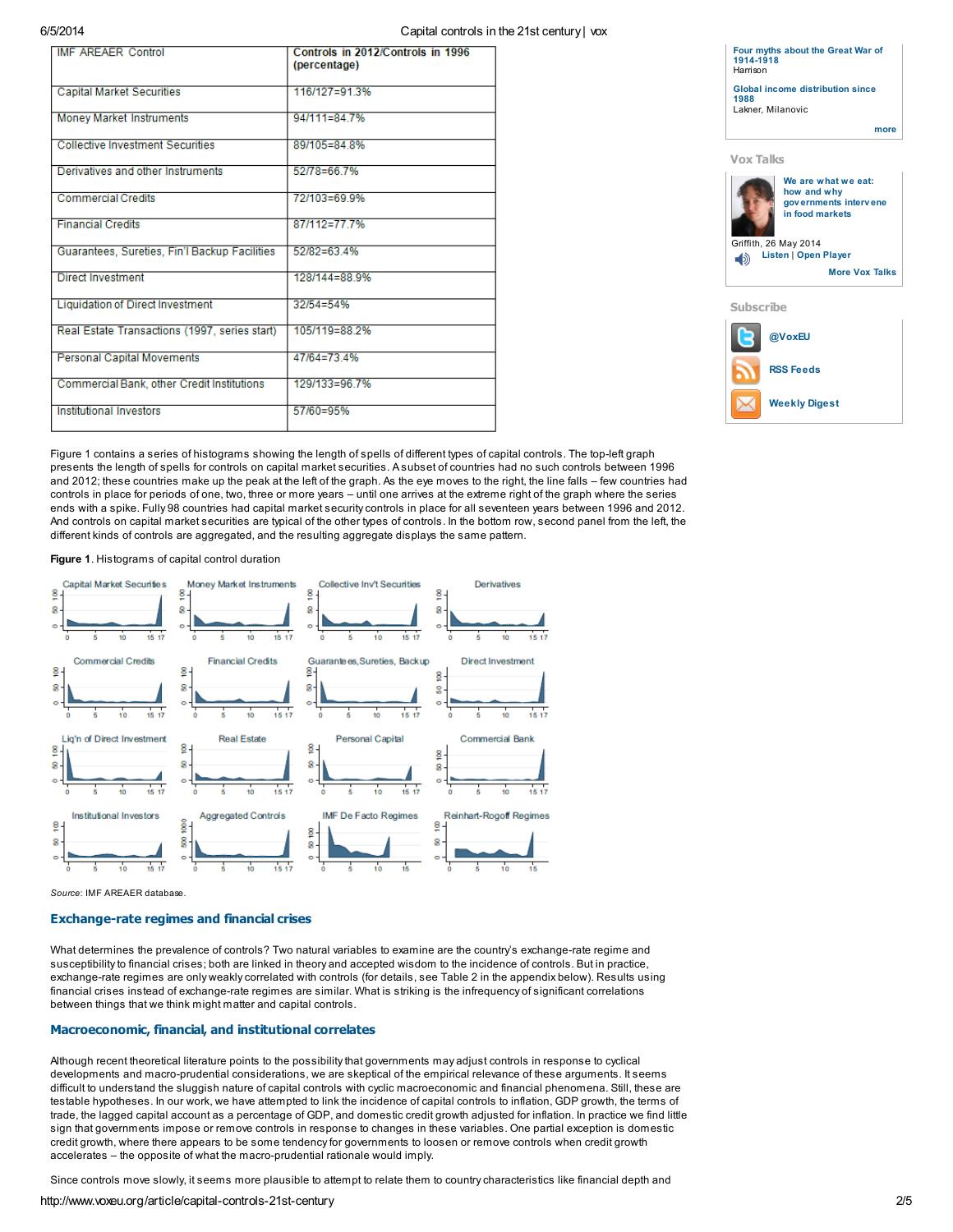| IMF AREAER Control | Controls in 2012/Controls in 1996 (percentage) |
|---|---|
| Capital Market Securities | 116/127=91.3% |
| Money Market Instruments | 94/111=84.7% |
| Collective Investment Securities | 89/105=84.8% |
| Derivatives and other Instruments | 52/78=66.7% |
| Commercial Credits | 72/103=69.9% |
| Financial Credits | 87/112=77.7% |
| Guarantees, Sureties, Fin'l Backup Facilities | 52/82=63.4% |
| Direct Investment | 128/144=88.9% |
| Liquidation of Direct Investment | 32/54=54% |
| Real Estate Transactions (1997, series start) | 105/119=88.2% |
| Personal Capital Movements | 47/64=73.4% |
| Commercial Bank, other Credit Institutions | 129/133=96.7% |
| Institutional Investors | 57/60=95% |

Figure 1 contains a series of histograms showing the length of spells of different types of capital controls. The top-left graph presents the length of spells for controls on capital market securities. A subset of countries had no such controls between 1996 and 2012; these countries make up the peak at the left of the graph. As the eye moves to the right, the line falls – few countries had controls in place for periods of one, two, three or more years – until one arrives at the extreme right of the graph where the series ends with a spike. Fully 98 countries had capital market security controls in place for all seventeen years between 1996 and 2012. And controls on capital market securities are typical of the other types of controls. In the bottom row, second panel from the left, the different kinds of controls are aggregated, and the resulting aggregate displays the same pattern.

**Figure 1**. Histograms of capital control duration

*Source*: IMF AREAER database.

## Exchange-rate regimes and financial crises

What determines the prevalence of controls? Two natural variables to examine are the country's exchange-rate regime and susceptibility to financial crises; both are linked in theory and accepted wisdom to the incidence of controls. But in practice, exchange-rate regimes are only weakly correlated with controls (for details, see Table 2 in the appendix below). Results using financial crises instead of exchange-rate regimes are similar. What is striking is the infrequency of significant correlations between things that we think might matter and capital controls.

## Macroeconomic, financial, and institutional correlates

Although recent theoretical literature points to the possibility that governments may adjust controls in response to cyclical developments and macro-prudential considerations, we are skeptical of the empirical relevance of these arguments. It seems difficult to understand the sluggish nature of capital controls with cyclic macroeconomic and financial phenomena. Still, these are testable hypotheses. In our work, we have attempted to link the incidence of capital controls to inflation, GDP growth, the terms of trade, the lagged capital account as a percentage of GDP, and domestic credit growth adjusted for inflation. In practice we find little sign that governments impose or remove controls in response to changes in these variables. One partial exception is domestic credit growth, where there appears to be some tendency for governments to loosen or remove controls when credit growth accelerates – the opposite of what the macro-prudential rationale would imply.

Since controls move slowly, it seems more plausible to attempt to relate them to country characteristics like financial depth and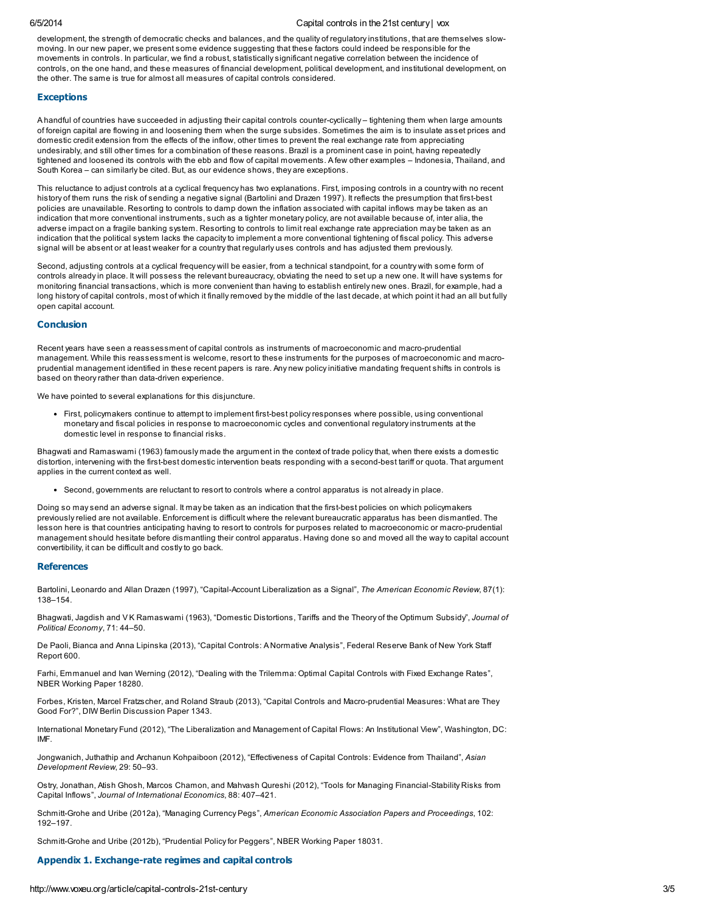development, the strength of democratic checks and balances, and the quality of regulatory institutions, that are themselves slow-moving. In our new paper, we present some evidence suggesting that these factors could indeed be responsible for the movements in controls. In particular, we find a robust, statistically significant negative correlation between the incidence of controls, on the one hand, and these measures of financial development, political development, and institutional development, on the other. The same is true for almost all measures of capital controls considered.

## Exceptions

A handful of countries have succeeded in adjusting their capital controls counter-cyclically – tightening them when large amounts of foreign capital are flowing in and loosening them when the surge subsides. Sometimes the aim is to insulate asset prices and domestic credit extension from the effects of the inflow, other times to prevent the real exchange rate from appreciating undesirably, and still other times for a combination of these reasons. Brazil is a prominent case in point, having repeatedly tightened and loosened its controls with the ebb and flow of capital movements. A few other examples – Indonesia, Thailand, and South Korea – can similarly be cited. But, as our evidence shows, they are exceptions.

This reluctance to adjust controls at a cyclical frequency has two explanations. First, imposing controls in a country with no recent history of them runs the risk of sending a negative signal (Bartolini and Drazen 1997). It reflects the presumption that first-best policies are unavailable. Resorting to controls to damp down the inflation associated with capital inflows may be taken as an indication that more conventional instruments, such as a tighter monetary policy, are not available because of, inter alia, the adverse impact on a fragile banking system. Resorting to controls to limit real exchange rate appreciation may be taken as an indication that the political system lacks the capacity to implement a more conventional tightening of fiscal policy. This adverse signal will be absent or at least weaker for a country that regularly uses controls and has adjusted them previously.

Second, adjusting controls at a cyclical frequency will be easier, from a technical standpoint, for a country with some form of controls already in place. It will possess the relevant bureaucracy, obviating the need to set up a new one. It will have systems for monitoring financial transactions, which is more convenient than having to establish entirely new ones. Brazil, for example, had a long history of capital controls, most of which it finally removed by the middle of the last decade, at which point it had an all but fully open capital account.

## Conclusion

Recent years have seen a reassessment of capital controls as instruments of macroeconomic and macro-prudential management. While this reassessment is welcome, resort to these instruments for the purposes of macroeconomic and macro-prudential management identified in these recent papers is rare. Any new policy initiative mandating frequent shifts in controls is based on theory rather than data-driven experience.

We have pointed to several explanations for this disjuncture.

- First, policymakers continue to attempt to implement first-best policy responses where possible, using conventional monetary and fiscal policies in response to macroeconomic cycles and conventional regulatory instruments at the domestic level in response to financial risks.

Bhagwati and Ramaswami (1963) famously made the argument in the context of trade policy that, when there exists a domestic distortion, intervening with the first-best domestic intervention beats responding with a second-best tariff or quota. That argument applies in the current context as well.

- Second, governments are reluctant to resort to controls where a control apparatus is not already in place.

Doing so may send an adverse signal. It may be taken as an indication that the first-best policies on which policymakers previously relied are not available. Enforcement is difficult where the relevant bureaucratic apparatus has been dismantled. The lesson here is that countries anticipating having to resort to controls for purposes related to macroeconomic or macro-prudential management should hesitate before dismantling their control apparatus. Having done so and moved all the way to capital account convertibility, it can be difficult and costly to go back.

## References

Bartolini, Leonardo and Allan Drazen (1997), "Capital-Account Liberalization as a Signal", *The American Economic Review*, 87(1): 138–154.

Bhagwati, Jagdish and V K Ramaswami (1963), "Domestic Distortions, Tariffs and the Theory of the Optimum Subsidy", *Journal of Political Economy*, 71: 44–50.

De Paoli, Bianca and Anna Lipinska (2013), "Capital Controls: A Normative Analysis", Federal Reserve Bank of New York Staff Report 600.

Farhi, Emmanuel and Ivan Werning (2012), "Dealing with the Trilemma: Optimal Capital Controls with Fixed Exchange Rates", NBER Working Paper 18280.

Forbes, Kristen, Marcel Fratzscher, and Roland Straub (2013), "Capital Controls and Macro-prudential Measures: What are They Good For?", DIW Berlin Discussion Paper 1343.

International Monetary Fund (2012), "The Liberalization and Management of Capital Flows: An Institutional View", Washington, DC: IMF.

Jongwanich, Juthathip and Archanun Kohpaiboon (2012), "Effectiveness of Capital Controls: Evidence from Thailand", *Asian Development Review*, 29: 50–93.

Ostry, Jonathan, Atish Ghosh, Marcos Chamon, and Mahvash Qureshi (2012), "Tools for Managing Financial-Stability Risks from Capital Inflows", *Journal of International Economics*, 88: 407–421.

Schmitt-Grohe and Uribe (2012a), "Managing Currency Pegs", *American Economic Association Papers and Proceedings*, 102: 192–197.

Schmitt-Grohe and Uribe (2012b), "Prudential Policy for Peggers", NBER Working Paper 18031.

## Appendix 1. Exchange-rate regimes and capital controls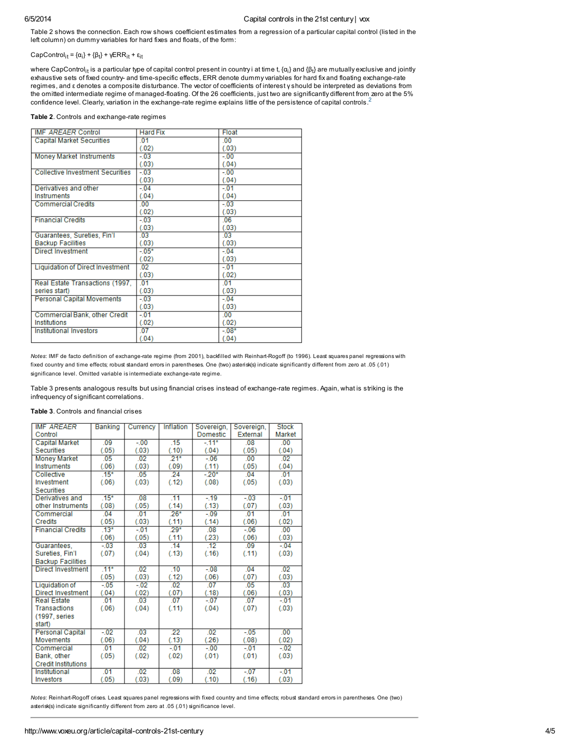Table 2 shows the connection. Each row shows coefficient estimates from a regression of a particular capital control (listed in the left column) on dummy variables for hard fixes and floats, of the form:

$$CapControl_{it} = \{\alpha_i\} + \{\beta_t\} + \gamma ERR_{it} + \varepsilon_{it}$$

where $CapControl_{it}$ is a particular type of capital control present in country i at time t, $\{\alpha_i\}$ and $\{\beta_t\}$ are mutually exclusive and jointly exhaustive sets of fixed country- and time-specific effects, ERR denote dummy variables for hard fix and floating exchange-rate regimes, and $\varepsilon$ denotes a composite disturbance. The vector of coefficients of interest $\gamma$ should be interpreted as deviations from the omitted intermediate regime of managed-floating. Of the 26 coefficients, just two are significantly different from zero at the 5% confidence level. Clearly, variation in the exchange-rate regime explains little of the persistence of capital controls.[2]

**Table 2**. Controls and exchange-rate regimes

| IMF *AREAER* Control | Hard Fix | Float |
|---|---|---|
| Capital Market Securities | .01 (.02) | .00 (.03) |
| Money Market Instruments | -.03 (.03) | -.00 (.04) |
| Collective Investment Securities | -.03 (.03) | -.00 (.04) |
| Derivatives and other Instruments | -.04 (.04) | -.01 (.04) |
| Commercial Credits | .00 (.02) | -.03 (.03) |
| Financial Credits | -.03 (.03) | .06 (.03) |
| Guarantees, Sureties, Fin'l Backup Facilities | .03 (.03) | .03 (.03) |
| Direct Investment | -.05* (.02) | -.04 (.03) |
| Liquidation of Direct Investment | .02 (.03) | -.01 (.02) |
| Real Estate Transactions (1997, series start) | .01 (.03) | .01 (.03) |
| Personal Capital Movements | -.03 (.03) | -.04 (.03) |
| Commercial Bank, other Credit Institutions | -.01 (.02) | .00 (.02) |
| Institutional Investors | .07 (.04) | -.08* (.04) |

*Notes*: IMF de facto definition of exchange-rate regime (from 2001), backfilled with Reinhart-Rogoff (to 1996). Least squares panel regressions with fixed country and time effects; robust standard errors in parentheses. One (two) asterisk(s) indicate significantly different from zero at .05 (.01) significance level. Omitted variable is intermediate exchange-rate regime.

Table 3 presents analogous results but using financial crises instead of exchange-rate regimes. Again, what is striking is the infrequency of significant correlations.

**Table 3**. Controls and financial crises

| IMF *AREAER* Control | Banking | Currency | Inflation | Sovereign, Domestic | Sovereign, External | Stock Market |
|---|---|---|---|---|---|---|
| Capital Market Securities | .09 (.05) | -.00 (.03) | .15 (.10) | -.11* (.04) | .08 (.05) | .00 (.04) |
| Money Market Instruments | .05 (.06) | .02 (.03) | .21* (.09) | -.06 (.11) | .00 (.05) | .02 (.04) |
| Collective Investment Securities | .15* (.06) | .05 (.03) | .24 (.12) | -.20* (.08) | .04 (.05) | .01 (.03) |
| Derivatives and other Instruments | .15* (.08) | .08 (.05) | .11 (.14) | -.19 (.13) | -.03 (.07) | -.01 (.03) |
| Commercial Credits | .04 (.05) | .01 (.03) | .26* (.11) | -.09 (.14) | .01 (.06) | .01 (.02) |
| Financial Credits | .13* (.06) | -.01 (.05) | .29* (.11) | .08 (.23) | -.06 (.06) | .00 (.03) |
| Guarantees, Sureties, Fin'l Backup Facilities | -.03 (.07) | .03 (.04) | .14 (.13) | .12 (.16) | .09 (.11) | -.04 (.03) |
| Direct Investment | .11* (.05) | .02 (.03) | .10 (.12) | -.08 (.06) | .04 (.07) | .02 (.03) |
| Liquidation of Direct Investment | -.05 (.04) | -.02 (.02) | .02 (.07) | .07 (.18) | .05 (.06) | .03 (.03) |
| Real Estate Transactions (1997, series start) | .01 (.06) | .03 (.04) | .07 (.11) | -.07 (.04) | .07 (.07) | -.01 (.03) |
| Personal Capital Movements | -.02 (.06) | .03 (.04) | .22 (.13) | .02 (.26) | -.05 (.08) | .00 (.02) |
| Commercial Bank, other Credit Institutions | .01 (.05) | .02 (.02) | -.01 (.02) | -.00 (.01) | -.01 (.01) | -.02 (.03) |
| Institutional Investors | .01 (.05) | .02 (.03) | .08 (.09) | .02 (.10) | -.07 (.16) | -.01 (.03) |

*Notes*: Reinhart-Rogoff crises. Least squares panel regressions with fixed country and time effects; robust standard errors in parentheses. One (two) asterisk(s) indicate significantly different from zero at .05 (.01) significance level.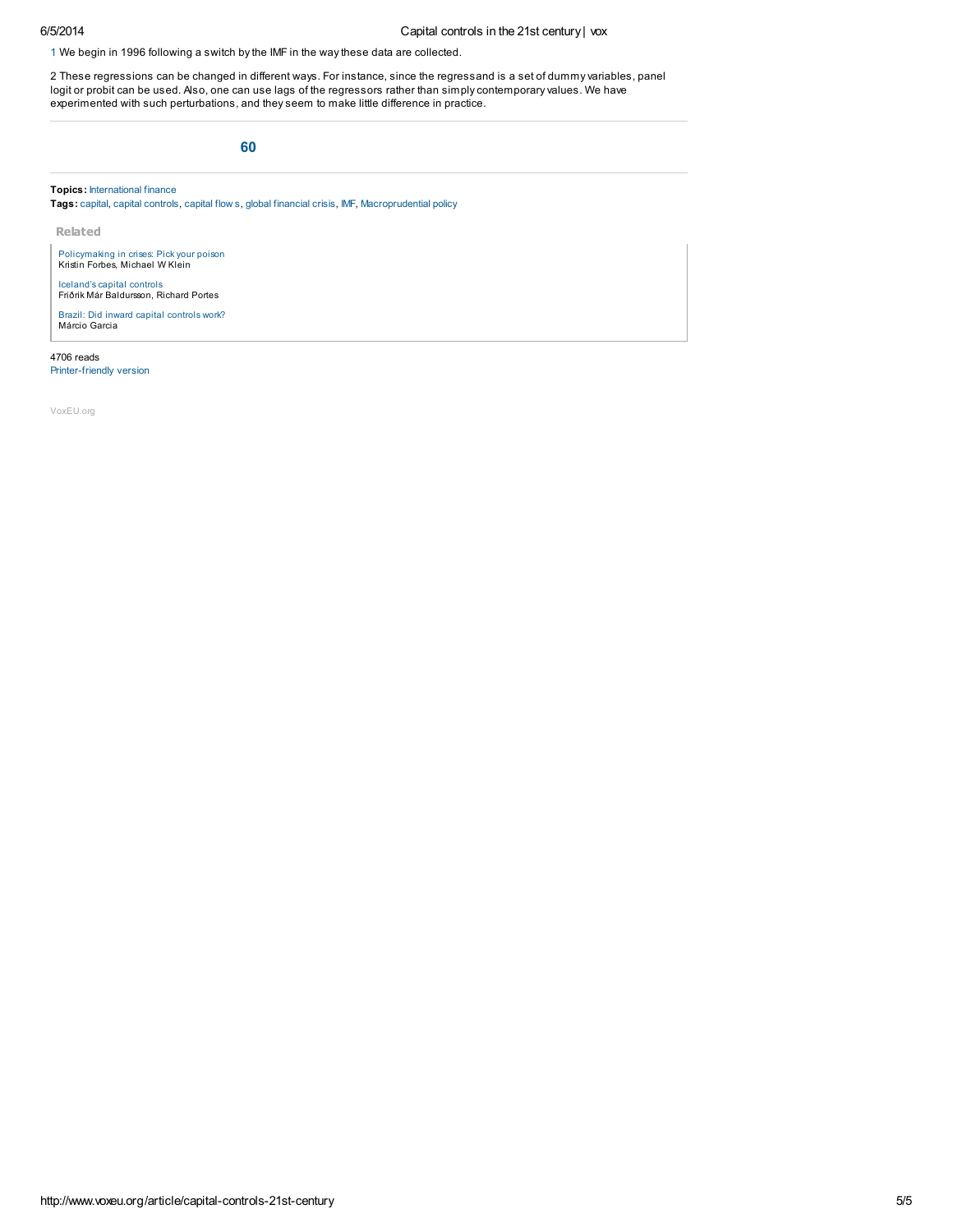1 We begin in 1996 following a switch by the IMF in the way these data are collected.

2 These regressions can be changed in different ways. For instance, since the regressand is a set of dummy variables, panel logit or probit can be used. Also, one can use lags of the regressors rather than simply contemporary values. We have experimented with such perturbations, and they seem to make little difference in practice.

---

60

---

**Topics:** International finance
**Tags:** capital, capital controls, capital flows, global financial crisis, IMF, Macroprudential policy

**Related**

Policymaking in crises: Pick your poison
Kristin Forbes, Michael W Klein

Iceland's capital controls
Friðrik Már Baldursson, Richard Portes

Brazil: Did inward capital controls work?
Márcio Garcia

4706 reads
Printer-friendly version

VoxEU.org